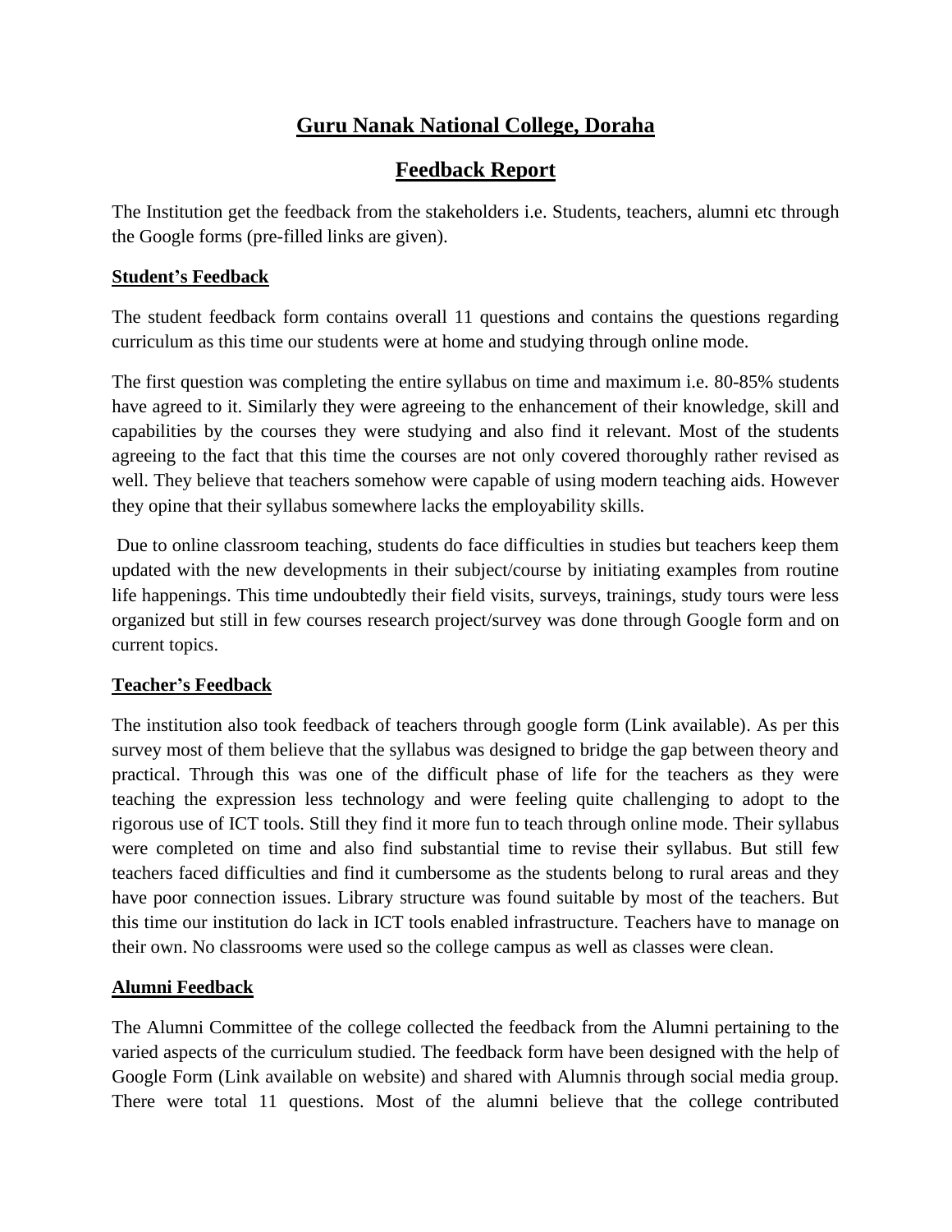# Guru Nanak National College, Doraha

## Feedback Report

The Institution get the feedback from the stakeholders i.e. Students, teachers, alumni etc through the Google forms (pre-filled links are given).

### Student's Feedback

The student feedback form contains overall 11 questions and contains the questions regarding curriculum as this time our students were at home and studying through online mode.

The first question was completing the entire syllabus on time and maximum i.e. 80-85% students have agreed to it. Similarly they were agreeing to the enhancement of their knowledge, skill and capabilities by the courses they were studying and also find it relevant. Most of the students agreeing to the fact that this time the courses are not only covered thoroughly rather revised as well. They believe that teachers somehow were capable of using modern teaching aids. However they opine that their syllabus somewhere lacks the employability skills.

Due to online classroom teaching, students do face difficulties in studies but teachers keep them updated with the new developments in their subject/course by initiating examples from routine life happenings. This time undoubtedly their field visits, surveys, trainings, study tours were less organized but still in few courses research project/survey was done through Google form and on current topics.

### Teacher's Feedback

The institution also took feedback of teachers through google form (Link available). As per this survey most of them believe that the syllabus was designed to bridge the gap between theory and practical. Through this was one of the difficult phase of life for the teachers as they were teaching the expression less technology and were feeling quite challenging to adopt to the rigorous use of ICT tools. Still they find it more fun to teach through online mode. Their syllabus were completed on time and also find substantial time to revise their syllabus. But still few teachers faced difficulties and find it cumbersome as the students belong to rural areas and they have poor connection issues. Library structure was found suitable by most of the teachers. But this time our institution do lack in ICT tools enabled infrastructure. Teachers have to manage on their own. No classrooms were used so the college campus as well as classes were clean.

### Alumni Feedback

The Alumni Committee of the college collected the feedback from the Alumni pertaining to the varied aspects of the curriculum studied. The feedback form have been designed with the help of Google Form (Link available on website) and shared with Alumnis through social media group. There were total 11 questions. Most of the alumni believe that the college contributed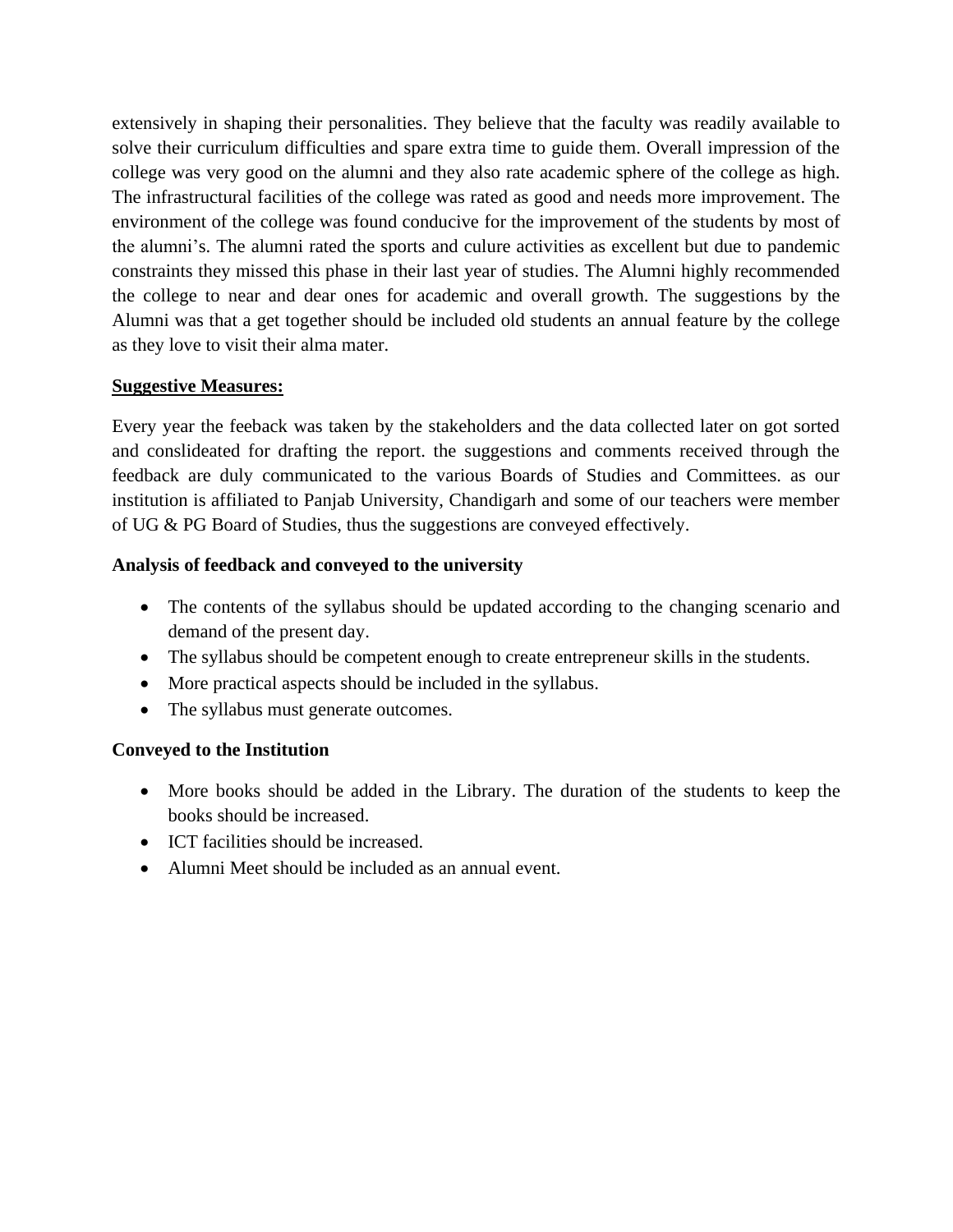extensively in shaping their personalities. They believe that the faculty was readily available to solve their curriculum difficulties and spare extra time to guide them. Overall impression of the college was very good on the alumni and they also rate academic sphere of the college as high. The infrastructural facilities of the college was rated as good and needs more improvement. The environment of the college was found conducive for the improvement of the students by most of the alumni's. The alumni rated the sports and culure activities as excellent but due to pandemic constraints they missed this phase in their last year of studies. The Alumni highly recommended the college to near and dear ones for academic and overall growth. The suggestions by the Alumni was that a get together should be included old students an annual feature by the college as they love to visit their alma mater.

**Suggestive Measures:**

Every year the feeback was taken by the stakeholders and the data collected later on got sorted and conslideated for drafting the report. the suggestions and comments received through the feedback are duly communicated to the various Boards of Studies and Committees. as our institution is affiliated to Panjab University, Chandigarh and some of our teachers were member of UG & PG Board of Studies, thus the suggestions are conveyed effectively.

**Analysis of feedback and conveyed to the university**

- The contents of the syllabus should be updated according to the changing scenario and demand of the present day.
- The syllabus should be competent enough to create entrepreneur skills in the students.
- More practical aspects should be included in the syllabus.
- The syllabus must generate outcomes.

**Conveyed to the Institution**

- More books should be added in the Library. The duration of the students to keep the books should be increased.
- ICT facilities should be increased.
- Alumni Meet should be included as an annual event.